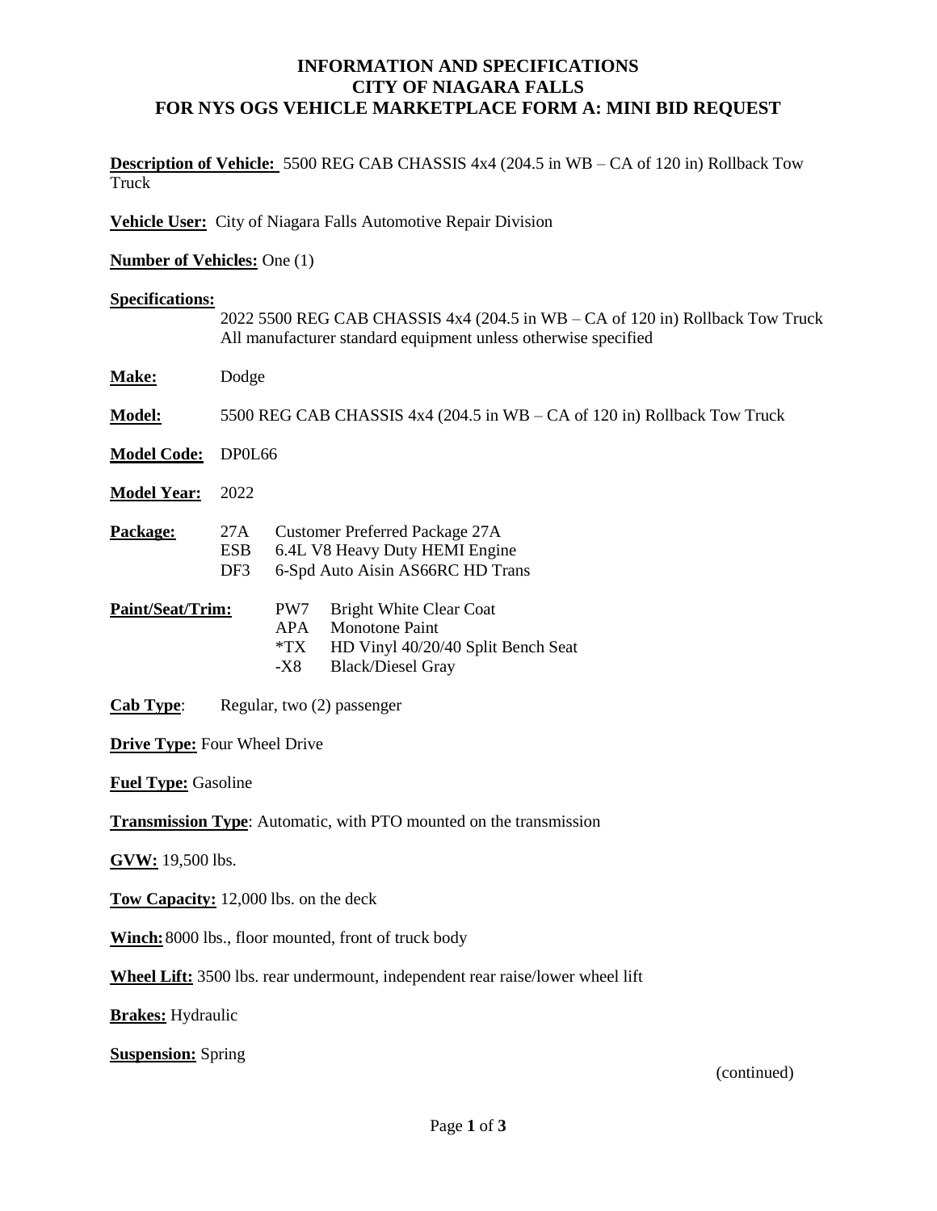# INFORMATION AND SPECIFICATIONS
# CITY OF NIAGARA FALLS
# FOR NYS OGS VEHICLE MARKETPLACE FORM A: MINI BID REQUEST

**Description of Vehicle:** 5500 REG CAB CHASSIS 4x4 (204.5 in WB – CA of 120 in) Rollback Tow Truck

**Vehicle User:** City of Niagara Falls Automotive Repair Division

**Number of Vehicles:** One (1)

**Specifications:**

2022 5500 REG CAB CHASSIS 4x4 (204.5 in WB – CA of 120 in) Rollback Tow Truck
All manufacturer standard equipment unless otherwise specified

**Make:** Dodge

**Model:** 5500 REG CAB CHASSIS 4x4 (204.5 in WB – CA of 120 in) Rollback Tow Truck

**Model Code:** DP0L66

**Model Year:** 2022

**Package:**

| | |
|---|---|
| 27A | Customer Preferred Package 27A |
| ESB | 6.4L V8 Heavy Duty HEMI Engine |
| DF3 | 6-Spd Auto Aisin AS66RC HD Trans |

**Paint/Seat/Trim:**

| | |
|---|---|
| PW7 | Bright White Clear Coat |
| APA | Monotone Paint |
| *TX | HD Vinyl 40/20/40 Split Bench Seat |
| -X8 | Black/Diesel Gray |

**Cab Type**: Regular, two (2) passenger

**Drive Type:** Four Wheel Drive

**Fuel Type:** Gasoline

**Transmission Type**: Automatic, with PTO mounted on the transmission

**GVW:** 19,500 lbs.

**Tow Capacity:** 12,000 lbs. on the deck

**Winch:** 8000 lbs., floor mounted, front of truck body

**Wheel Lift:** 3500 lbs. rear undermount, independent rear raise/lower wheel lift

**Brakes:** Hydraulic

**Suspension:** Spring

(continued)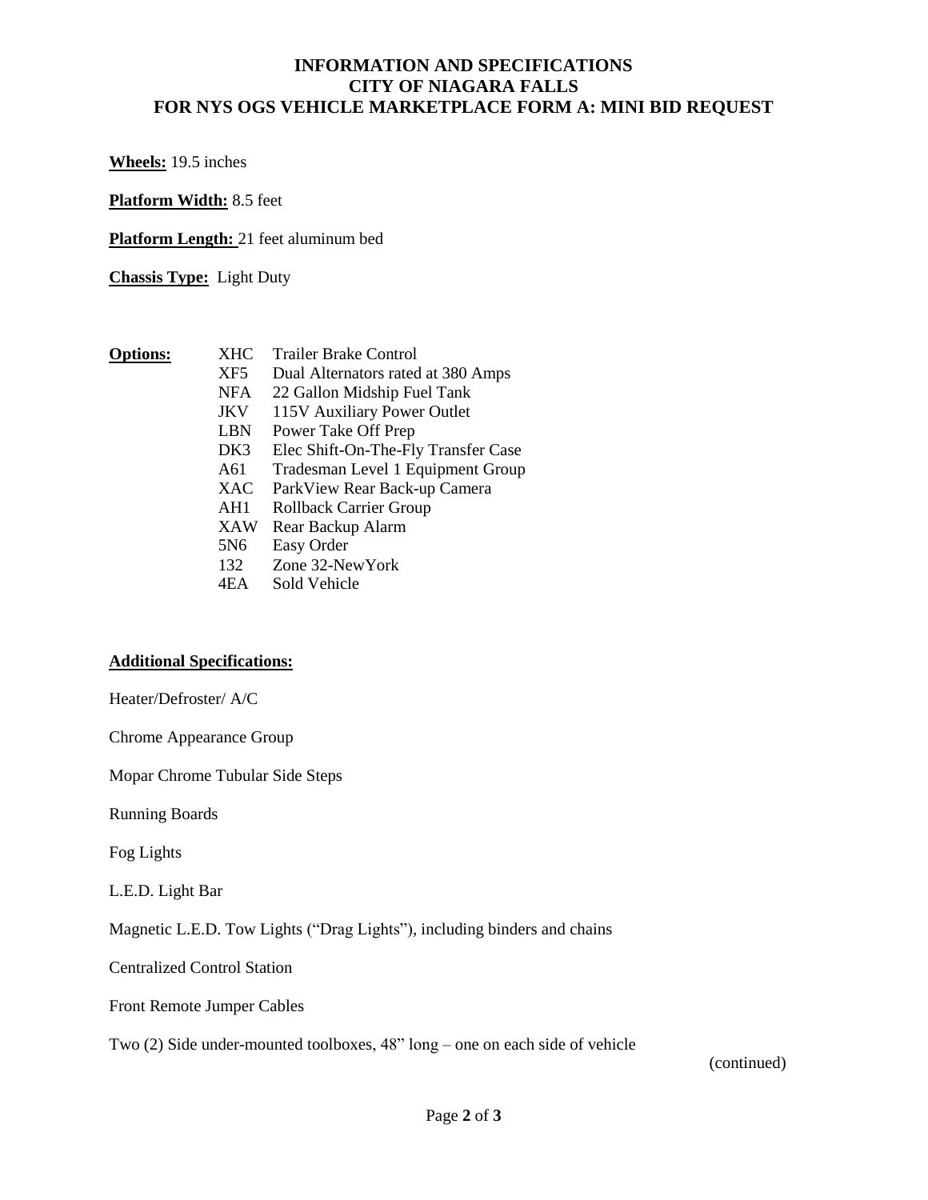# INFORMATION AND SPECIFICATIONS
# CITY OF NIAGARA FALLS
# FOR NYS OGS VEHICLE MARKETPLACE FORM A: MINI BID REQUEST

**Wheels:** 19.5 inches

**Platform Width:** 8.5 feet

**Platform Length:** 21 feet aluminum bed

**Chassis Type:** Light Duty

**Options:**

| | |
|---|---|
| XHC | Trailer Brake Control |
| XF5 | Dual Alternators rated at 380 Amps |
| NFA | 22 Gallon Midship Fuel Tank |
| JKV | 115V Auxiliary Power Outlet |
| LBN | Power Take Off Prep |
| DK3 | Elec Shift-On-The-Fly Transfer Case |
| A61 | Tradesman Level 1 Equipment Group |
| XAC | ParkView Rear Back-up Camera |
| AH1 | Rollback Carrier Group |
| XAW | Rear Backup Alarm |
| 5N6 | Easy Order |
| 132 | Zone 32-NewYork |
| 4EA | Sold Vehicle |

**Additional Specifications:**

Heater/Defroster/ A/C

Chrome Appearance Group

Mopar Chrome Tubular Side Steps

Running Boards

Fog Lights

L.E.D. Light Bar

Magnetic L.E.D. Tow Lights ("Drag Lights"), including binders and chains

Centralized Control Station

Front Remote Jumper Cables

Two (2) Side under-mounted toolboxes, 48" long – one on each side of vehicle

(continued)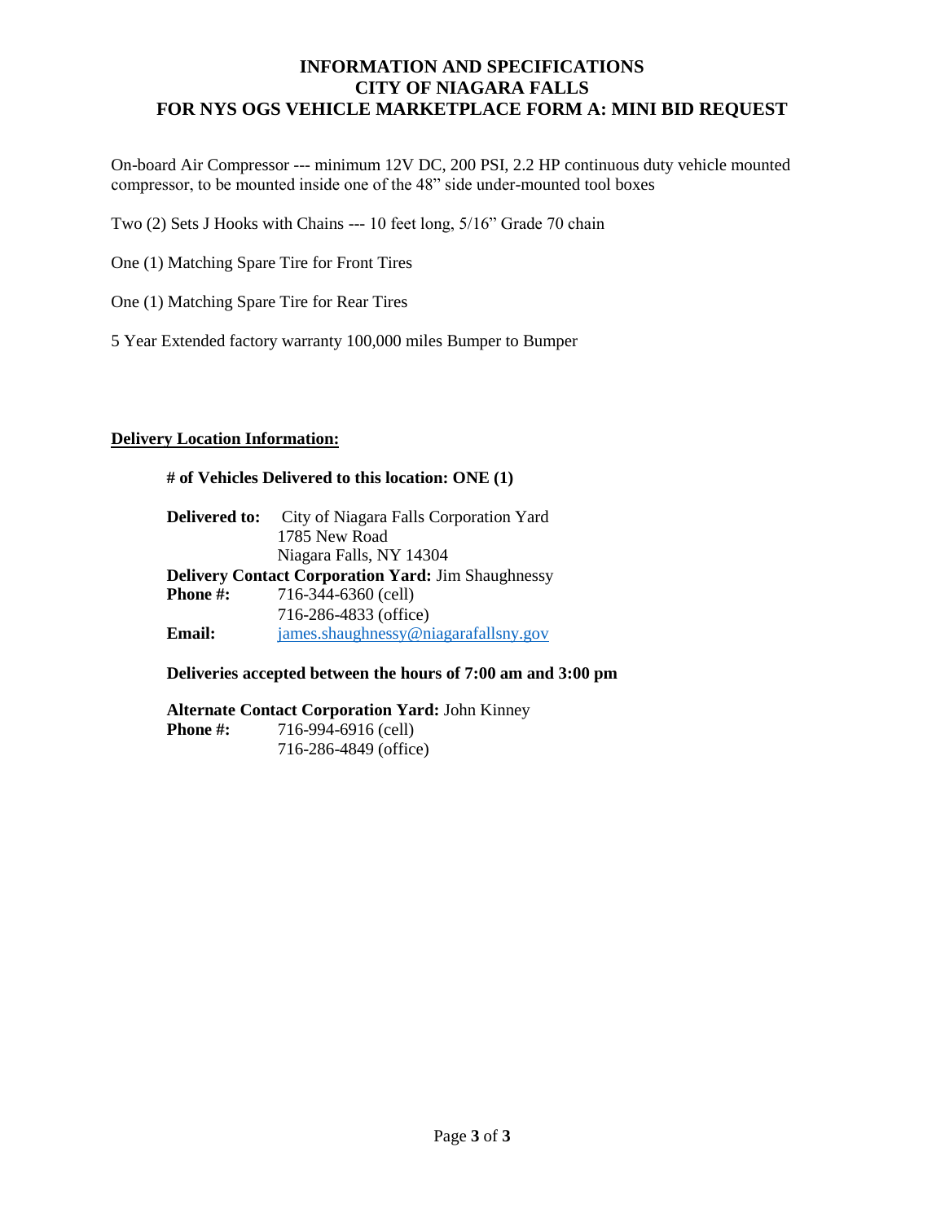# INFORMATION AND SPECIFICATIONS
# CITY OF NIAGARA FALLS
# FOR NYS OGS VEHICLE MARKETPLACE FORM A: MINI BID REQUEST

On-board Air Compressor --- minimum 12V DC, 200 PSI, 2.2 HP continuous duty vehicle mounted compressor, to be mounted inside one of the 48" side under-mounted tool boxes

Two (2) Sets J Hooks with Chains --- 10 feet long, 5/16" Grade 70 chain

One (1) Matching Spare Tire for Front Tires

One (1) Matching Spare Tire for Rear Tires

5 Year Extended factory warranty 100,000 miles Bumper to Bumper

**Delivery Location Information:**

**# of Vehicles Delivered to this location: ONE (1)**

**Delivered to:** City of Niagara Falls Corporation Yard
1785 New Road
Niagara Falls, NY 14304

**Delivery Contact Corporation Yard:** Jim Shaughnessy
**Phone #:** 716-344-6360 (cell)
716-286-4833 (office)
**Email:** james.shaughnessy@niagarafallsny.gov

**Deliveries accepted between the hours of 7:00 am and 3:00 pm**

**Alternate Contact Corporation Yard:** John Kinney
**Phone #:** 716-994-6916 (cell)
716-286-4849 (office)